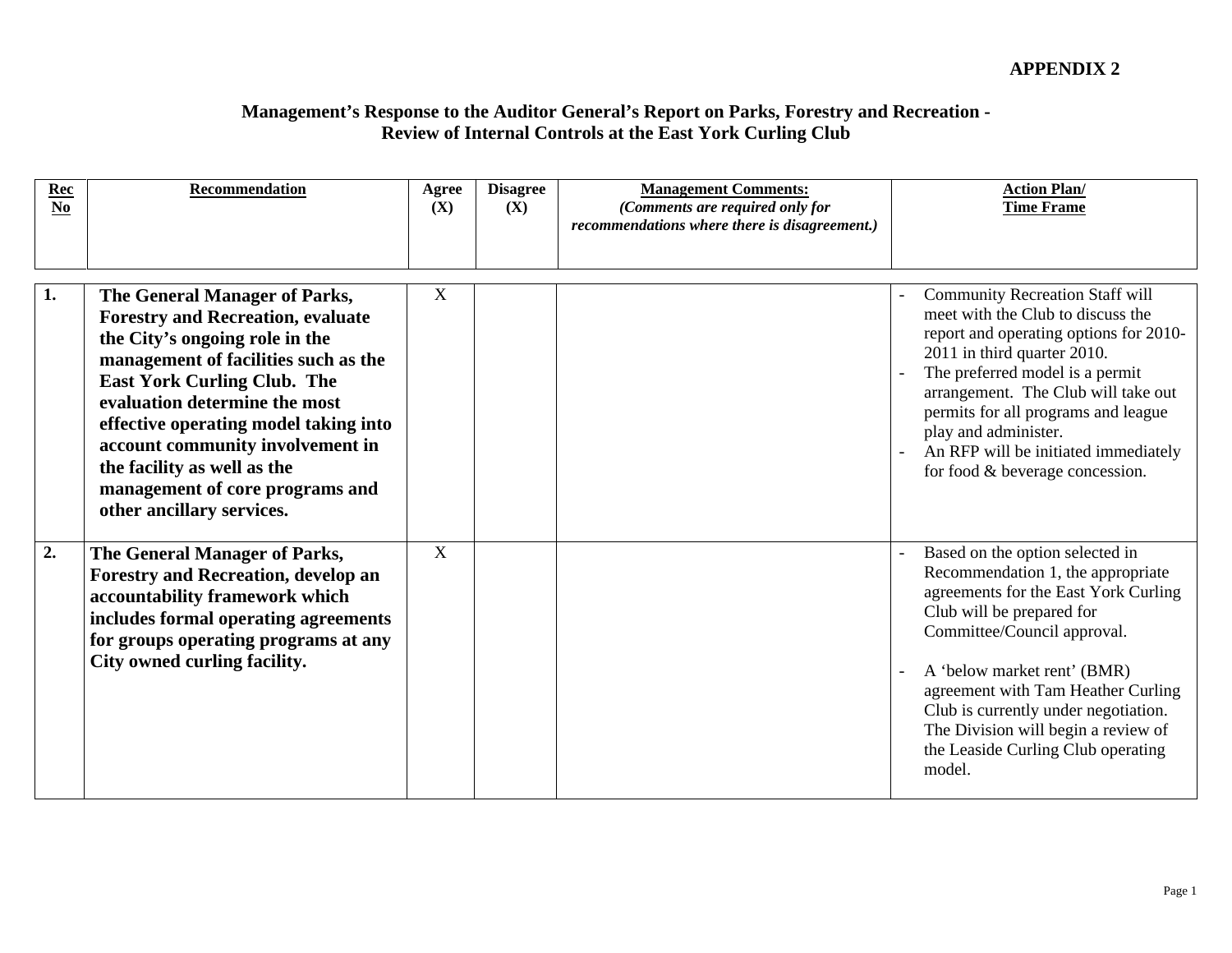**APPENDIX 2**

## Management's Response to the Auditor General's Report on Parks, Forestry and Recreation - Review of Internal Controls at the East York Curling Club

| Rec No | Recommendation | Agree (X) | Disagree (X) | Management Comments: *(Comments are required only for recommendations where there is disagreement.)* | Action Plan/ Time Frame |
|---|---|---|---|---|---|
| 1. | **The General Manager of Parks, Forestry and Recreation, evaluate the City's ongoing role in the management of facilities such as the East York Curling Club. The evaluation determine the most effective operating model taking into account community involvement in the facility as well as the management of core programs and other ancillary services.** | X | | | - Community Recreation Staff will meet with the Club to discuss the report and operating options for 2010-2011 in third quarter 2010.<br>- The preferred model is a permit arrangement. The Club will take out permits for all programs and league play and administer.<br>- An RFP will be initiated immediately for food & beverage concession. |
| 2. | **The General Manager of Parks, Forestry and Recreation, develop an accountability framework which includes formal operating agreements for groups operating programs at any City owned curling facility.** | X | | | - Based on the option selected in Recommendation 1, the appropriate agreements for the East York Curling Club will be prepared for Committee/Council approval.<br><br>- A 'below market rent' (BMR) agreement with Tam Heather Curling Club is currently under negotiation. The Division will begin a review of the Leaside Curling Club operating model. |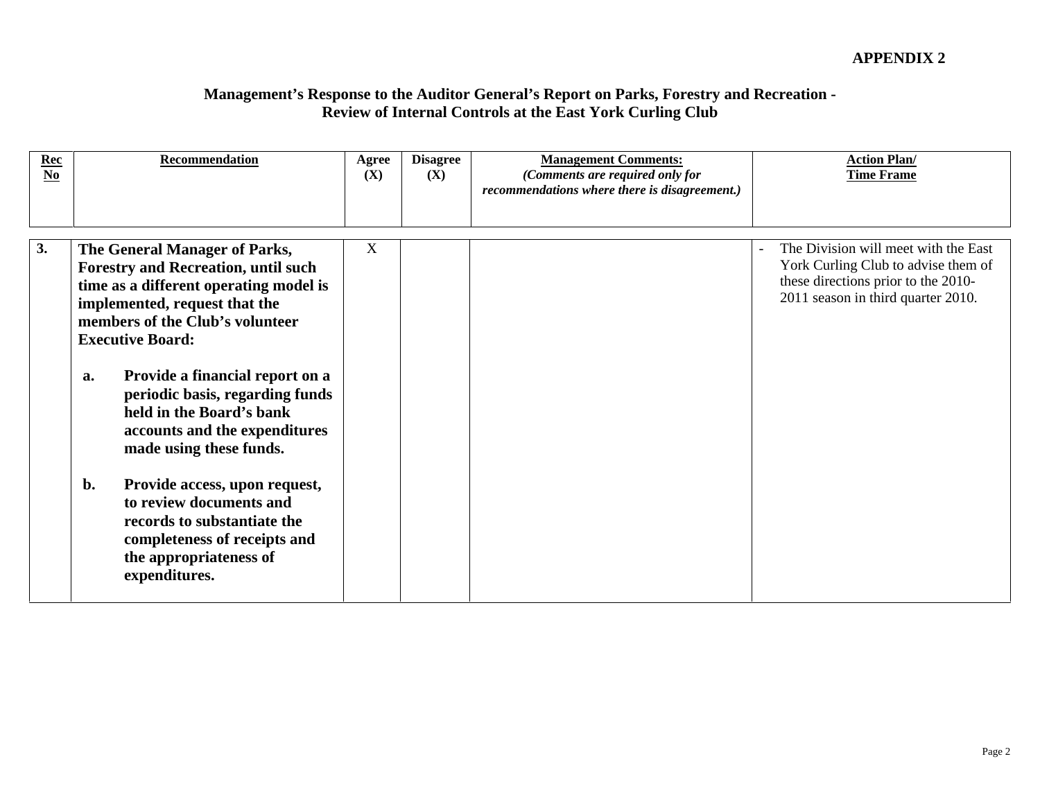**APPENDIX 2**

## Management's Response to the Auditor General's Report on Parks, Forestry and Recreation - Review of Internal Controls at the East York Curling Club

| Rec No | Recommendation | Agree (X) | Disagree (X) | Management Comments: *(Comments are required only for recommendations where there is disagreement.)* | Action Plan/ Time Frame |
|---|---|---|---|---|---|
| **3.** | **The General Manager of Parks, Forestry and Recreation, until such time as a different operating model is implemented, request that the members of the Club's volunteer Executive Board:**<br><br>**a. Provide a financial report on a periodic basis, regarding funds held in the Board's bank accounts and the expenditures made using these funds.**<br><br>**b. Provide access, upon request, to review documents and records to substantiate the completeness of receipts and the appropriateness of expenditures.** | X | | | - The Division will meet with the East York Curling Club to advise them of these directions prior to the 2010-2011 season in third quarter 2010. |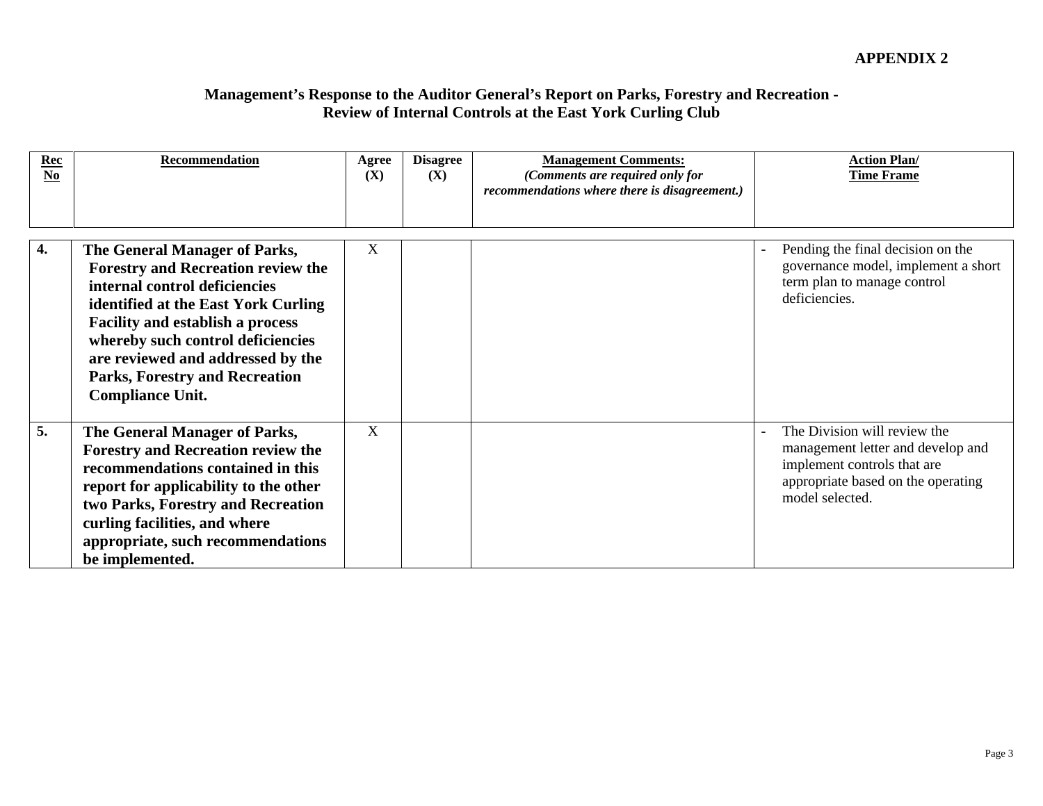**APPENDIX 2**

## Management's Response to the Auditor General's Report on Parks, Forestry and Recreation - Review of Internal Controls at the East York Curling Club

| Rec No | Recommendation | Agree (X) | Disagree (X) | Management Comments: *(Comments are required only for recommendations where there is disagreement.)* | Action Plan/ Time Frame |
|---|---|---|---|---|---|
| **4.** | **The General Manager of Parks, Forestry and Recreation review the internal control deficiencies identified at the East York Curling Facility and establish a process whereby such control deficiencies are reviewed and addressed by the Parks, Forestry and Recreation Compliance Unit.** | X | | | - Pending the final decision on the governance model, implement a short term plan to manage control deficiencies. |
| **5.** | **The General Manager of Parks, Forestry and Recreation review the recommendations contained in this report for applicability to the other two Parks, Forestry and Recreation curling facilities, and where appropriate, such recommendations be implemented.** | X | | | - The Division will review the management letter and develop and implement controls that are appropriate based on the operating model selected. |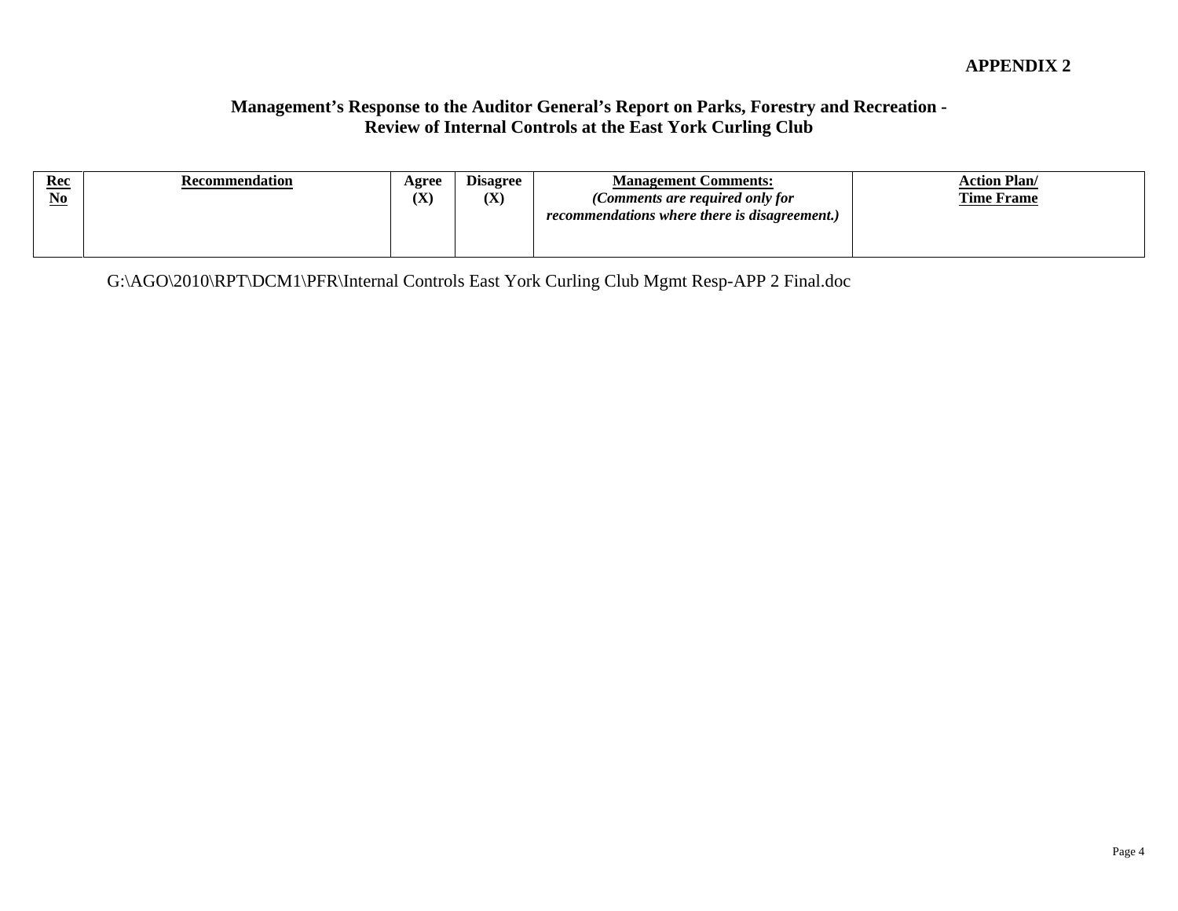**APPENDIX 2**

## Management's Response to the Auditor General's Report on Parks, Forestry and Recreation - Review of Internal Controls at the East York Curling Club

| Rec No | Recommendation | Agree (X) | Disagree (X) | Management Comments: *(Comments are required only for recommendations where there is disagreement.)* | Action Plan/ Time Frame |
|---|---|---|---|---|---|
| | | | | | |

G:\AGO\2010\RPT\DCM1\PFR\Internal Controls East York Curling Club Mgmt Resp-APP 2 Final.doc